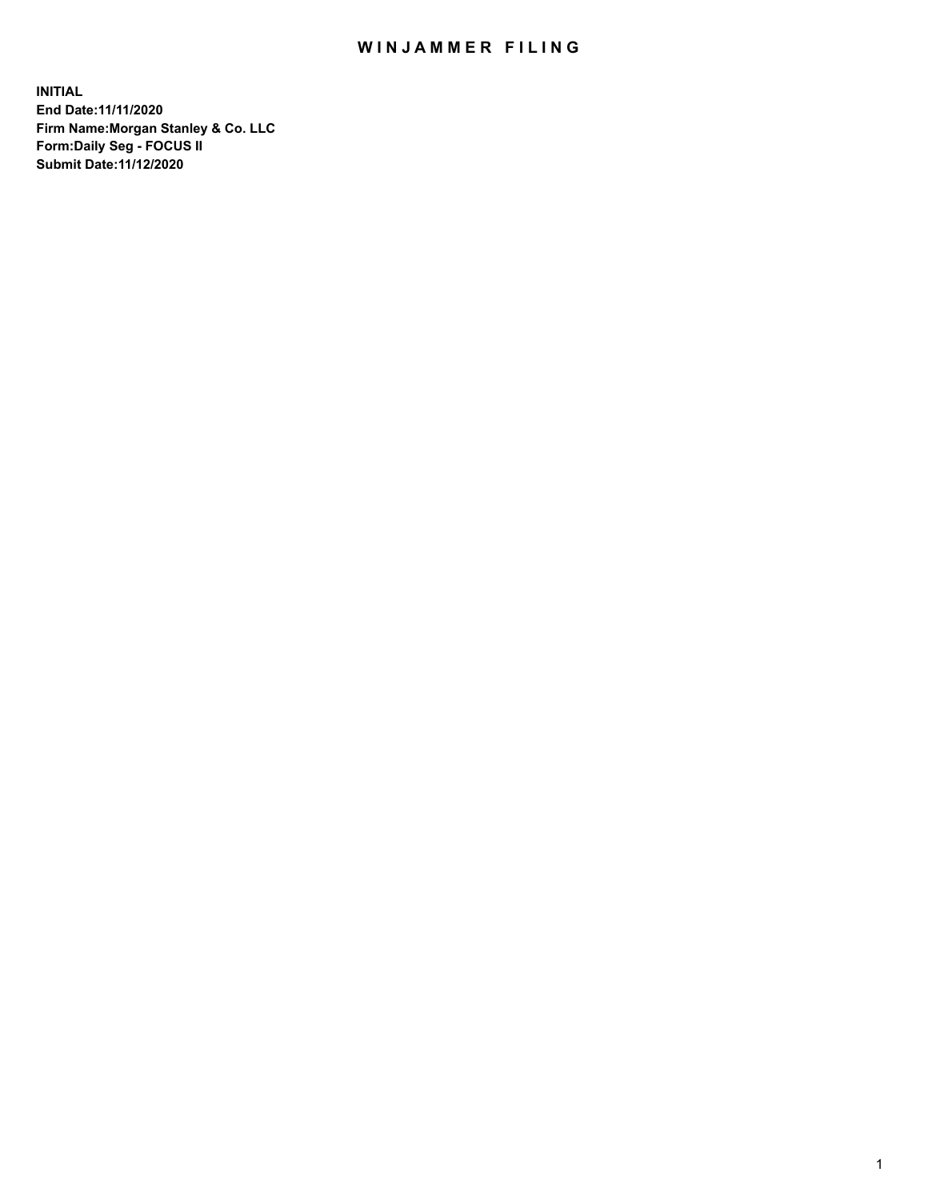# WINJAMMER FILING

**INITIAL**
**End Date:11/11/2020**
**Firm Name:Morgan Stanley & Co. LLC**
**Form:Daily Seg - FOCUS II**
**Submit Date:11/12/2020**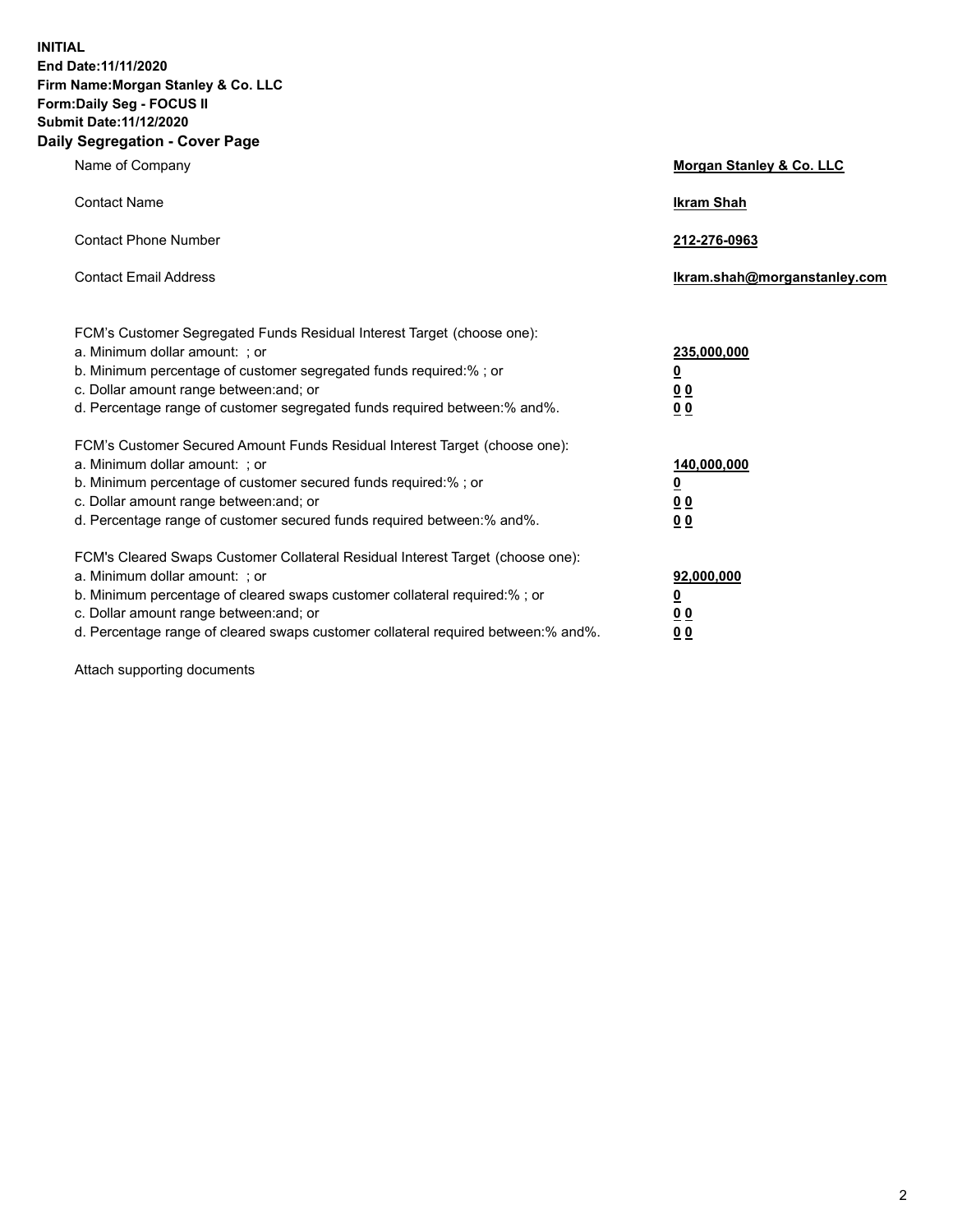**INITIAL**
**End Date:11/11/2020**
**Firm Name:Morgan Stanley & Co. LLC**
**Form:Daily Seg - FOCUS II**
**Submit Date:11/12/2020**

## Daily Segregation - Cover Page

| | |
|---|---|
| Name of Company | **Morgan Stanley & Co. LLC** |
| Contact Name | **Ikram Shah** |
| Contact Phone Number | **212-276-0963** |
| Contact Email Address | **Ikram.shah@morganstanley.com** |

| | |
|---|---|
| FCM's Customer Segregated Funds Residual Interest Target (choose one): | |
| a. Minimum dollar amount: ; or | **235,000,000** |
| b. Minimum percentage of customer segregated funds required:% ; or | **0** |
| c. Dollar amount range between:and; or | **0 0** |
| d. Percentage range of customer segregated funds required between:% and%. | **0 0** |
| FCM's Customer Secured Amount Funds Residual Interest Target (choose one): | |
| a. Minimum dollar amount: ; or | **140,000,000** |
| b. Minimum percentage of customer secured funds required:% ; or | **0** |
| c. Dollar amount range between:and; or | **0 0** |
| d. Percentage range of customer secured funds required between:% and%. | **0 0** |
| FCM's Cleared Swaps Customer Collateral Residual Interest Target (choose one): | |
| a. Minimum dollar amount: ; or | **92,000,000** |
| b. Minimum percentage of cleared swaps customer collateral required:% ; or | **0** |
| c. Dollar amount range between:and; or | **0 0** |
| d. Percentage range of cleared swaps customer collateral required between:% and%. | **0 0** |

Attach supporting documents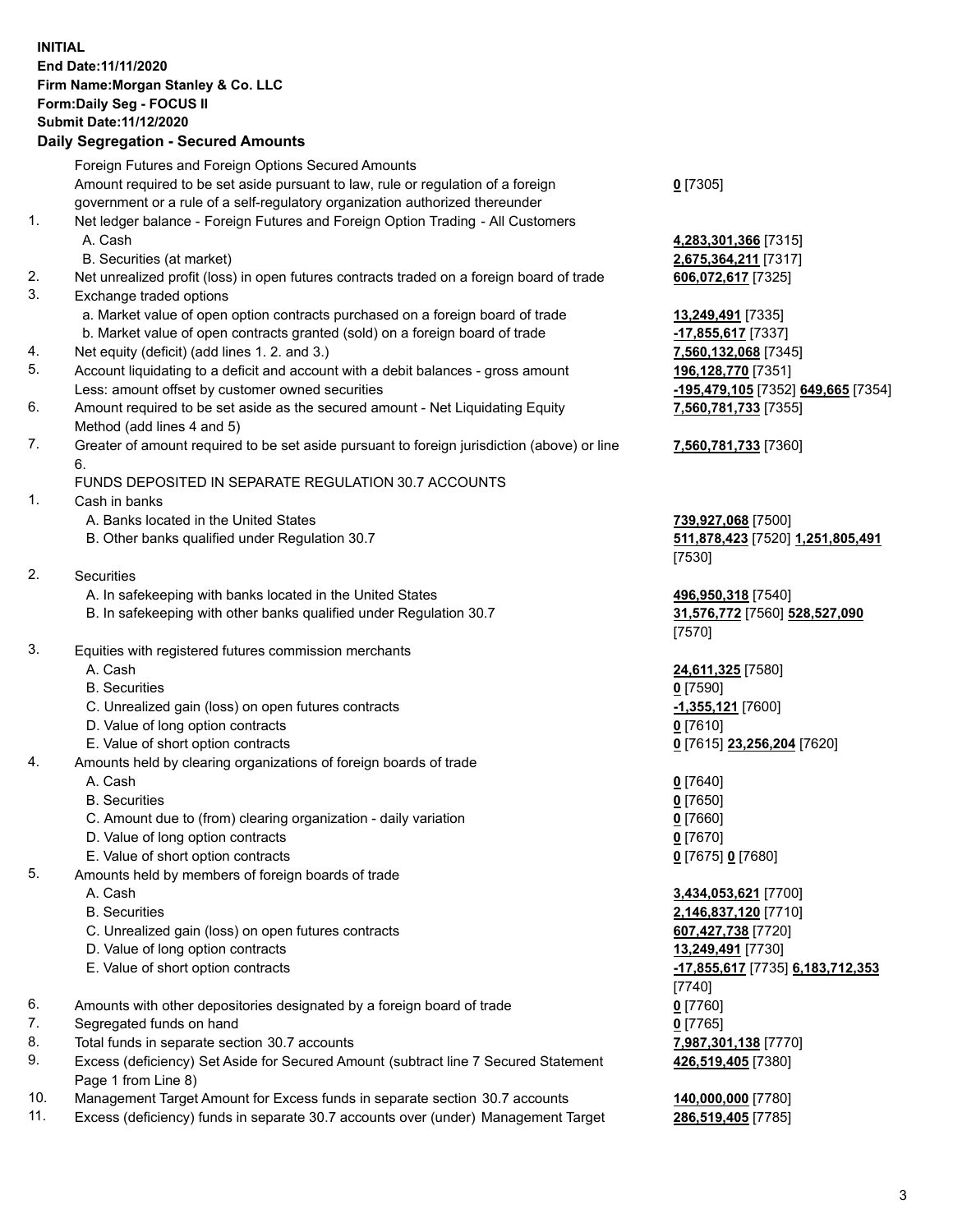**INITIAL**
**End Date:11/11/2020**
**Firm Name:Morgan Stanley & Co. LLC**
**Form:Daily Seg - FOCUS II**
**Submit Date:11/12/2020**

### Daily Segregation - Secured Amounts

| | | |
|---|---|---|
| | Foreign Futures and Foreign Options Secured Amounts | |
| | Amount required to be set aside pursuant to law, rule or regulation of a foreign government or a rule of a self-regulatory organization authorized thereunder | **0** [7305] |
| 1. | Net ledger balance - Foreign Futures and Foreign Option Trading - All Customers | |
| | A. Cash | **4,283,301,366** [7315] |
| | B. Securities (at market) | **2,675,364,211** [7317] |
| 2. | Net unrealized profit (loss) in open futures contracts traded on a foreign board of trade | **606,072,617** [7325] |
| 3. | Exchange traded options | |
| | a. Market value of open option contracts purchased on a foreign board of trade | **13,249,491** [7335] |
| | b. Market value of open contracts granted (sold) on a foreign board of trade | **-17,855,617** [7337] |
| 4. | Net equity (deficit) (add lines 1. 2. and 3.) | **7,560,132,068** [7345] |
| 5. | Account liquidating to a deficit and account with a debit balances - gross amount | **196,128,770** [7351] |
| | Less: amount offset by customer owned securities | **-195,479,105** [7352] **649,665** [7354] |
| 6. | Amount required to be set aside as the secured amount - Net Liquidating Equity Method (add lines 4 and 5) | **7,560,781,733** [7355] |
| 7. | Greater of amount required to be set aside pursuant to foreign jurisdiction (above) or line 6. | **7,560,781,733** [7360] |
| | FUNDS DEPOSITED IN SEPARATE REGULATION 30.7 ACCOUNTS | |
| 1. | Cash in banks | |
| | A. Banks located in the United States | **739,927,068** [7500] |
| | B. Other banks qualified under Regulation 30.7 | **511,878,423** [7520] **1,251,805,491** [7530] |
| 2. | Securities | |
| | A. In safekeeping with banks located in the United States | **496,950,318** [7540] |
| | B. In safekeeping with other banks qualified under Regulation 30.7 | **31,576,772** [7560] **528,527,090** [7570] |
| 3. | Equities with registered futures commission merchants | |
| | A. Cash | **24,611,325** [7580] |
| | B. Securities | **0** [7590] |
| | C. Unrealized gain (loss) on open futures contracts | **-1,355,121** [7600] |
| | D. Value of long option contracts | **0** [7610] |
| | E. Value of short option contracts | **0** [7615] **23,256,204** [7620] |
| 4. | Amounts held by clearing organizations of foreign boards of trade | |
| | A. Cash | **0** [7640] |
| | B. Securities | **0** [7650] |
| | C. Amount due to (from) clearing organization - daily variation | **0** [7660] |
| | D. Value of long option contracts | **0** [7670] |
| | E. Value of short option contracts | **0** [7675] **0** [7680] |
| 5. | Amounts held by members of foreign boards of trade | |
| | A. Cash | **3,434,053,621** [7700] |
| | B. Securities | **2,146,837,120** [7710] |
| | C. Unrealized gain (loss) on open futures contracts | **607,427,738** [7720] |
| | D. Value of long option contracts | **13,249,491** [7730] |
| | E. Value of short option contracts | **-17,855,617** [7735] **6,183,712,353** [7740] |
| 6. | Amounts with other depositories designated by a foreign board of trade | **0** [7760] |
| 7. | Segregated funds on hand | **0** [7765] |
| 8. | Total funds in separate section 30.7 accounts | **7,987,301,138** [7770] |
| 9. | Excess (deficiency) Set Aside for Secured Amount (subtract line 7 Secured Statement Page 1 from Line 8) | **426,519,405** [7380] |
| 10. | Management Target Amount for Excess funds in separate section 30.7 accounts | **140,000,000** [7780] |
| 11. | Excess (deficiency) funds in separate 30.7 accounts over (under) Management Target | **286,519,405** [7785] |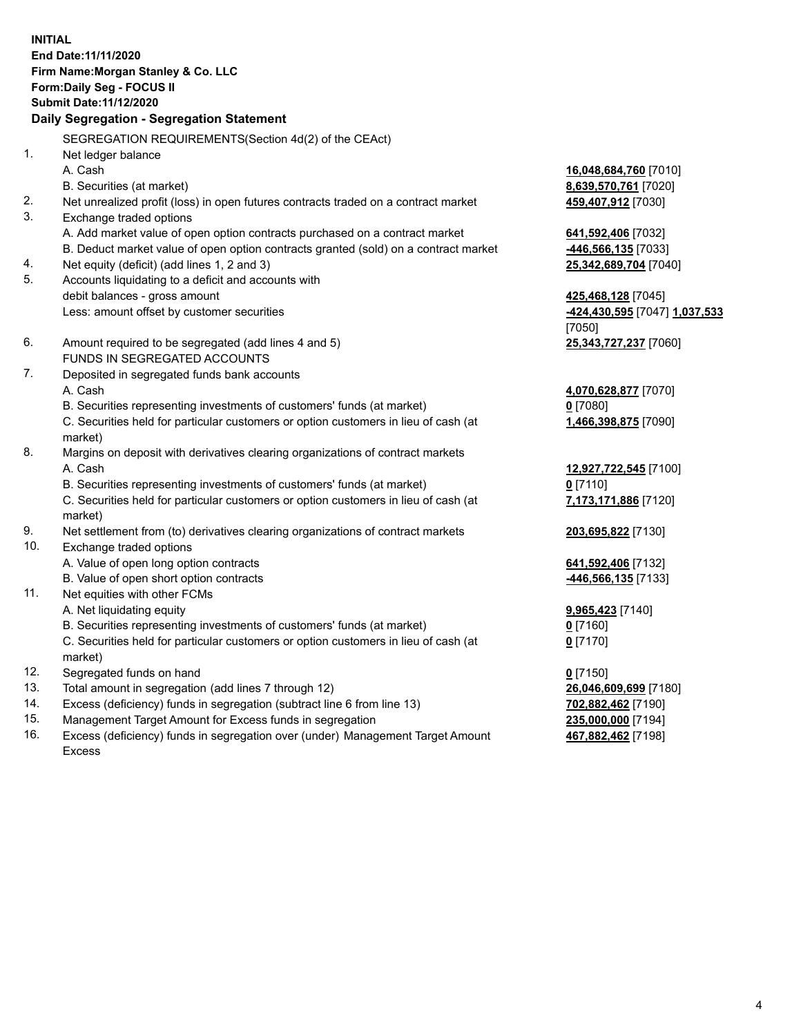**INITIAL**
**End Date:11/11/2020**
**Firm Name:Morgan Stanley & Co. LLC**
**Form:Daily Seg - FOCUS II**
**Submit Date:11/12/2020**

## Daily Segregation - Segregation Statement

SEGREGATION REQUIREMENTS(Section 4d(2) of the CEAct)

| | | |
|---|---|---|
| 1. | Net ledger balance | |
| | A. Cash | **16,048,684,760** [7010] |
| | B. Securities (at market) | **8,639,570,761** [7020] |
| 2. | Net unrealized profit (loss) in open futures contracts traded on a contract market | **459,407,912** [7030] |
| 3. | Exchange traded options | |
| | A. Add market value of open option contracts purchased on a contract market | **641,592,406** [7032] |
| | B. Deduct market value of open option contracts granted (sold) on a contract market | **-446,566,135** [7033] |
| 4. | Net equity (deficit) (add lines 1, 2 and 3) | **25,342,689,704** [7040] |
| 5. | Accounts liquidating to a deficit and accounts with debit balances - gross amount | **425,468,128** [7045] |
| | Less: amount offset by customer securities | **-424,430,595** [7047] **1,037,533** [7050] |
| 6. | Amount required to be segregated (add lines 4 and 5) | **25,343,727,237** [7060] |
| | FUNDS IN SEGREGATED ACCOUNTS | |
| 7. | Deposited in segregated funds bank accounts | |
| | A. Cash | **4,070,628,877** [7070] |
| | B. Securities representing investments of customers' funds (at market) | **0** [7080] |
| | C. Securities held for particular customers or option customers in lieu of cash (at market) | **1,466,398,875** [7090] |
| 8. | Margins on deposit with derivatives clearing organizations of contract markets | |
| | A. Cash | **12,927,722,545** [7100] |
| | B. Securities representing investments of customers' funds (at market) | **0** [7110] |
| | C. Securities held for particular customers or option customers in lieu of cash (at market) | **7,173,171,886** [7120] |
| 9. | Net settlement from (to) derivatives clearing organizations of contract markets | **203,695,822** [7130] |
| 10. | Exchange traded options | |
| | A. Value of open long option contracts | **641,592,406** [7132] |
| | B. Value of open short option contracts | **-446,566,135** [7133] |
| 11. | Net equities with other FCMs | |
| | A. Net liquidating equity | **9,965,423** [7140] |
| | B. Securities representing investments of customers' funds (at market) | **0** [7160] |
| | C. Securities held for particular customers or option customers in lieu of cash (at market) | **0** [7170] |
| 12. | Segregated funds on hand | **0** [7150] |
| 13. | Total amount in segregation (add lines 7 through 12) | **26,046,609,699** [7180] |
| 14. | Excess (deficiency) funds in segregation (subtract line 6 from line 13) | **702,882,462** [7190] |
| 15. | Management Target Amount for Excess funds in segregation | **235,000,000** [7194] |
| 16. | Excess (deficiency) funds in segregation over (under) Management Target Amount Excess | **467,882,462** [7198] |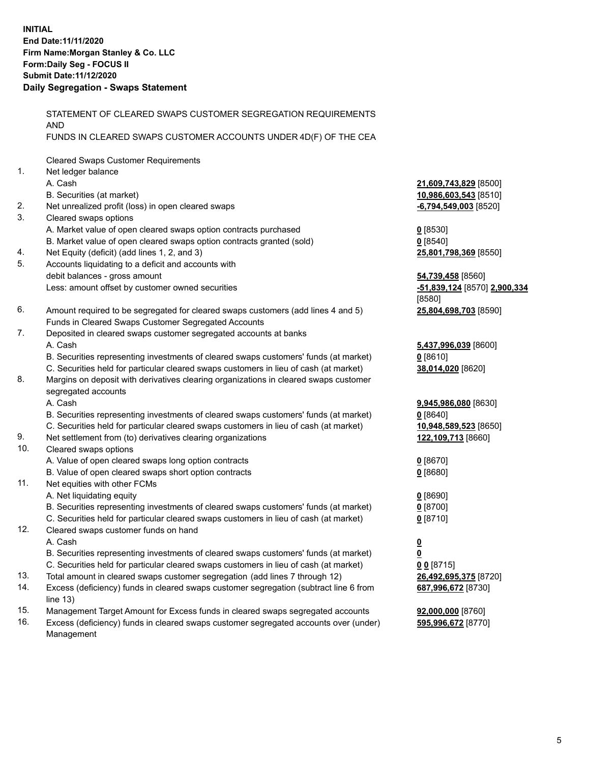**INITIAL**
**End Date:11/11/2020**
**Firm Name:Morgan Stanley & Co. LLC**
**Form:Daily Seg - FOCUS II**
**Submit Date:11/12/2020**
**Daily Segregation - Swaps Statement**

STATEMENT OF CLEARED SWAPS CUSTOMER SEGREGATION REQUIREMENTS AND FUNDS IN CLEARED SWAPS CUSTOMER ACCOUNTS UNDER 4D(F) OF THE CEA

| | | |
|---|---|---|
| | Cleared Swaps Customer Requirements | |
| 1. | Net ledger balance | |
| | A. Cash | **21,609,743,829** [8500] |
| | B. Securities (at market) | **10,986,603,543** [8510] |
| 2. | Net unrealized profit (loss) in open cleared swaps | **-6,794,549,003** [8520] |
| 3. | Cleared swaps options | |
| | A. Market value of open cleared swaps option contracts purchased | **0** [8530] |
| | B. Market value of open cleared swaps option contracts granted (sold) | **0** [8540] |
| 4. | Net Equity (deficit) (add lines 1, 2, and 3) | **25,801,798,369** [8550] |
| 5. | Accounts liquidating to a deficit and accounts with debit balances - gross amount | **54,739,458** [8560] |
| | Less: amount offset by customer owned securities | **-51,839,124** [8570] **2,900,334** [8580] |
| 6. | Amount required to be segregated for cleared swaps customers (add lines 4 and 5) | **25,804,698,703** [8590] |
| | Funds in Cleared Swaps Customer Segregated Accounts | |
| 7. | Deposited in cleared swaps customer segregated accounts at banks | |
| | A. Cash | **5,437,996,039** [8600] |
| | B. Securities representing investments of cleared swaps customers' funds (at market) | **0** [8610] |
| | C. Securities held for particular cleared swaps customers in lieu of cash (at market) | **38,014,020** [8620] |
| 8. | Margins on deposit with derivatives clearing organizations in cleared swaps customer segregated accounts | |
| | A. Cash | **9,945,986,080** [8630] |
| | B. Securities representing investments of cleared swaps customers' funds (at market) | **0** [8640] |
| | C. Securities held for particular cleared swaps customers in lieu of cash (at market) | **10,948,589,523** [8650] |
| 9. | Net settlement from (to) derivatives clearing organizations | **122,109,713** [8660] |
| 10. | Cleared swaps options | |
| | A. Value of open cleared swaps long option contracts | **0** [8670] |
| | B. Value of open cleared swaps short option contracts | **0** [8680] |
| 11. | Net equities with other FCMs | |
| | A. Net liquidating equity | **0** [8690] |
| | B. Securities representing investments of cleared swaps customers' funds (at market) | **0** [8700] |
| | C. Securities held for particular cleared swaps customers in lieu of cash (at market) | **0** [8710] |
| 12. | Cleared swaps customer funds on hand | |
| | A. Cash | **0** |
| | B. Securities representing investments of cleared swaps customers' funds (at market) | **0** |
| | C. Securities held for particular cleared swaps customers in lieu of cash (at market) | **0** **0** [8715] |
| 13. | Total amount in cleared swaps customer segregation (add lines 7 through 12) | **26,492,695,375** [8720] |
| 14. | Excess (deficiency) funds in cleared swaps customer segregation (subtract line 6 from line 13) | **687,996,672** [8730] |
| 15. | Management Target Amount for Excess funds in cleared swaps segregated accounts | **92,000,000** [8760] |
| 16. | Excess (deficiency) funds in cleared swaps customer segregated accounts over (under) Management | **595,996,672** [8770] |